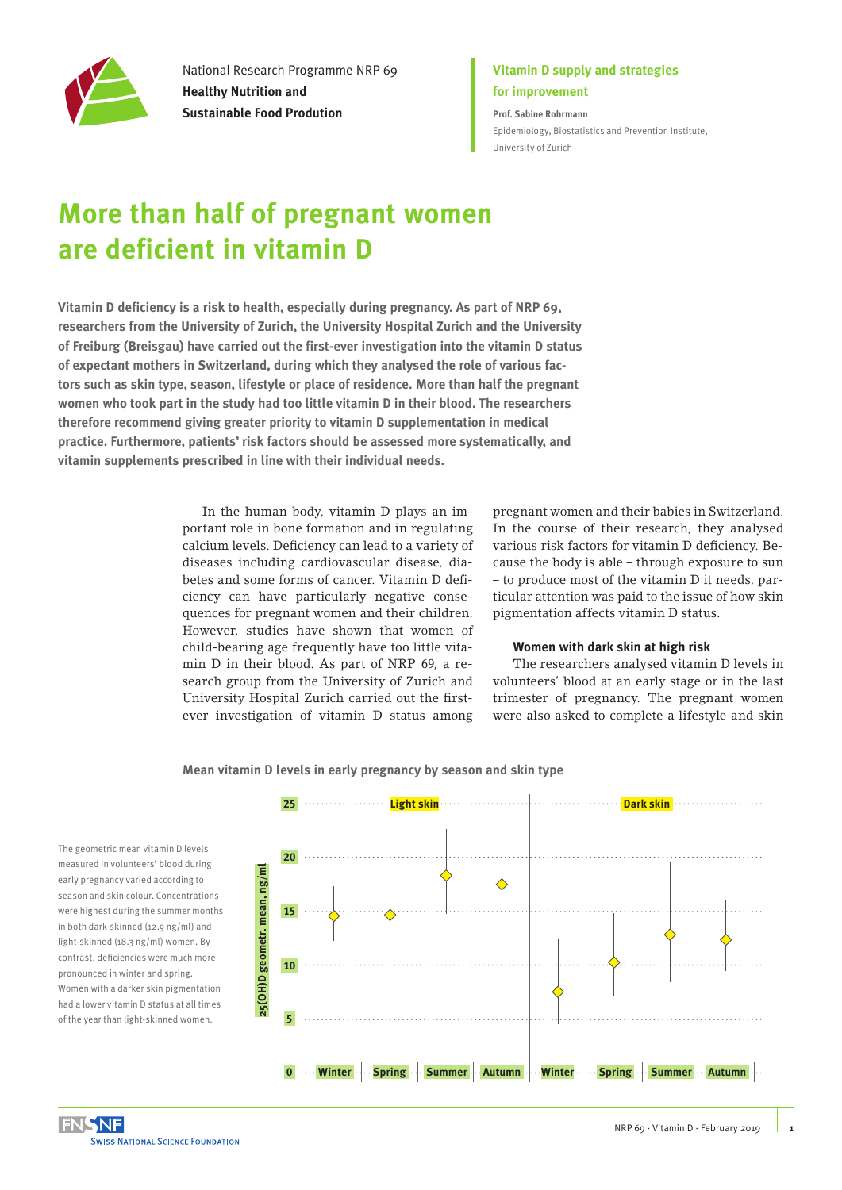National Research Programme NRP 69
**Healthy Nutrition and Sustainable Food Prodution**

**Vitamin D supply and strategies for improvement**

**Prof. Sabine Rohrmann**
Epidemiology, Biostatistics and Prevention Institute, University of Zurich

# More than half of pregnant women are deficient in vitamin D

**Vitamin D deficiency is a risk to health, especially during pregnancy. As part of NRP 69, researchers from the University of Zurich, the University Hospital Zurich and the University of Freiburg (Breisgau) have carried out the first-ever investigation into the vitamin D status of expectant mothers in Switzerland, during which they analysed the role of various factors such as skin type, season, lifestyle or place of residence. More than half the pregnant women who took part in the study had too little vitamin D in their blood. The researchers therefore recommend giving greater priority to vitamin D supplementation in medical practice. Furthermore, patients' risk factors should be assessed more systematically, and vitamin supplements prescribed in line with their individual needs.**

In the human body, vitamin D plays an important role in bone formation and in regulating calcium levels. Deficiency can lead to a variety of diseases including cardiovascular disease, diabetes and some forms of cancer. Vitamin D deficiency can have particularly negative consequences for pregnant women and their children. However, studies have shown that women of child-bearing age frequently have too little vitamin D in their blood. As part of NRP 69, a research group from the University of Zurich and University Hospital Zurich carried out the first-ever investigation of vitamin D status among pregnant women and their babies in Switzerland. In the course of their research, they analysed various risk factors for vitamin D deficiency. Because the body is able – through exposure to sun – to produce most of the vitamin D it needs, particular attention was paid to the issue of how skin pigmentation affects vitamin D status.

### Women with dark skin at high risk

The researchers analysed vitamin D levels in volunteers' blood at an early stage or in the last trimester of pregnancy. The pregnant women were also asked to complete a lifestyle and skin

**Mean vitamin D levels in early pregnancy by season and skin type**

The geometric mean vitamin D levels measured in volunteers' blood during early pregnancy varied according to season and skin colour. Concentrations were highest during the summer months in both dark-skinned (12.9 ng/ml) and light-skinned (18.3 ng/ml) women. By contrast, deficiencies were much more pronounced in winter and spring. Women with a darker skin pigmentation had a lower vitamin D status at all times of the year than light-skinned women.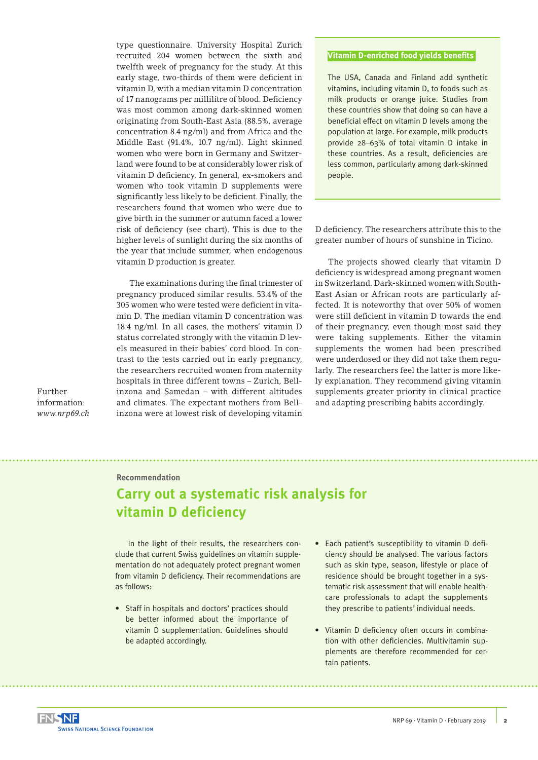type questionnaire. University Hospital Zurich recruited 204 women between the sixth and twelfth week of pregnancy for the study. At this early stage, two-thirds of them were deficient in vitamin D, with a median vitamin D concentration of 17 nanograms per millilitre of blood. Deficiency was most common among dark-skinned women originating from South-East Asia (88.5%, average concentration 8.4 ng/ml) and from Africa and the Middle East (91.4%, 10.7 ng/ml). Light skinned women who were born in Germany and Switzerland were found to be at considerably lower risk of vitamin D deficiency. In general, ex-smokers and women who took vitamin D supplements were significantly less likely to be deficient. Finally, the researchers found that women who were due to give birth in the summer or autumn faced a lower risk of deficiency (see chart). This is due to the higher levels of sunlight during the six months of the year that include summer, when endogenous vitamin D production is greater.

The examinations during the final trimester of pregnancy produced similar results. 53.4% of the 305 women who were tested were deficient in vitamin D. The median vitamin D concentration was 18.4 ng/ml. In all cases, the mothers' vitamin D status correlated strongly with the vitamin D levels measured in their babies' cord blood. In contrast to the tests carried out in early pregnancy, the researchers recruited women from maternity hospitals in three different towns – Zurich, Bellinzona and Samedan – with different altitudes and climates. The expectant mothers from Bellinzona were at lowest risk of developing vitamin D deficiency. The researchers attribute this to the greater number of hours of sunshine in Ticino.

The projects showed clearly that vitamin D deficiency is widespread among pregnant women in Switzerland. Dark-skinned women with South-East Asian or African roots are particularly affected. It is noteworthy that over 50% of women were still deficient in vitamin D towards the end of their pregnancy, even though most said they were taking supplements. Either the vitamin supplements the women had been prescribed were underdosed or they did not take them regularly. The researchers feel the latter is more likely explanation. They recommend giving vitamin supplements greater priority in clinical practice and adapting prescribing habits accordingly.

Further information: *www.nrp69.ch*

### Vitamin D-enriched food yields benefits

The USA, Canada and Finland add synthetic vitamins, including vitamin D, to foods such as milk products or orange juice. Studies from these countries show that doing so can have a beneficial effect on vitamin D levels among the population at large. For example, milk products provide 28–63% of total vitamin D intake in these countries. As a result, deficiencies are less common, particularly among dark-skinned people.

Recommendation

## Carry out a systematic risk analysis for vitamin D deficiency

In the light of their results, the researchers conclude that current Swiss guidelines on vitamin supplementation do not adequately protect pregnant women from vitamin D deficiency. Their recommendations are as follows:

- Staff in hospitals and doctors' practices should be better informed about the importance of vitamin D supplementation. Guidelines should be adapted accordingly.
- Each patient's susceptibility to vitamin D deficiency should be analysed. The various factors such as skin type, season, lifestyle or place of residence should be brought together in a systematic risk assessment that will enable healthcare professionals to adapt the supplements they prescribe to patients' individual needs.
- Vitamin D deficiency often occurs in combination with other deficiencies. Multivitamin supplements are therefore recommended for certain patients.